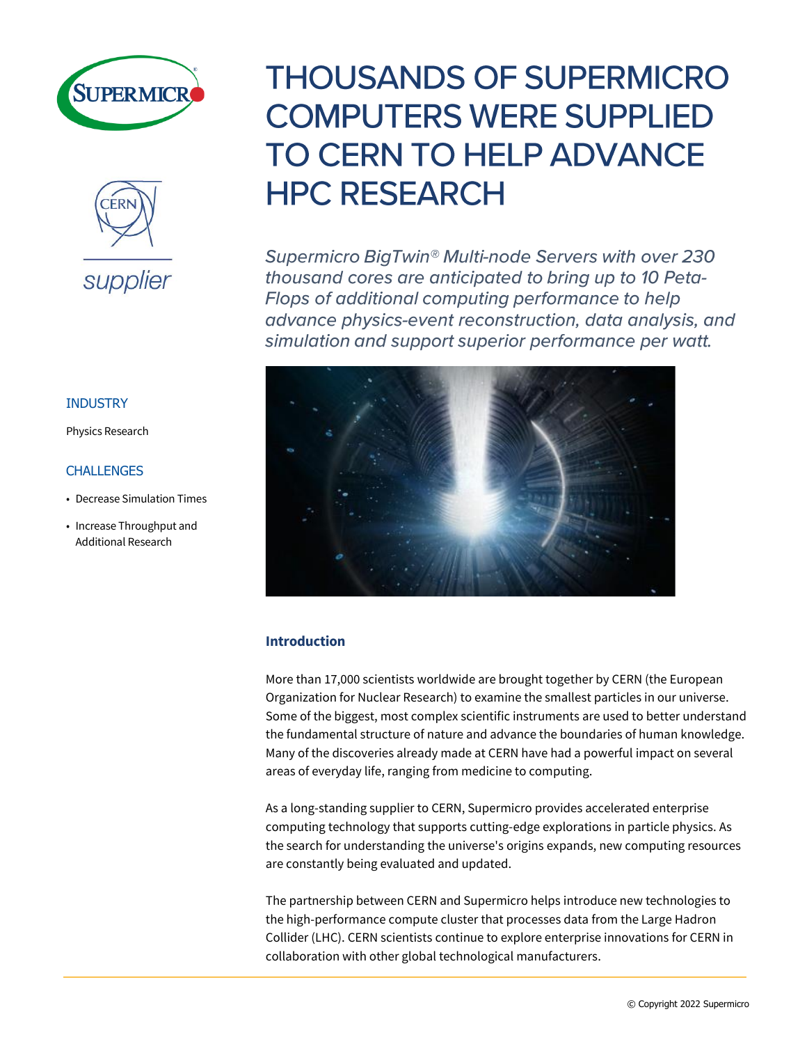# THOUSANDS OF SUPERMICRO COMPUTERS WERE SUPPLIED TO CERN TO HELP ADVANCE HPC RESEARCH

*Supermicro BigTwin® Multi-node Servers with over 230 thousand cores are anticipated to bring up to 10 Peta-Flops of additional computing performance to help advance physics-event reconstruction, data analysis, and simulation and support superior performance per watt.*

CERN supplier

### INDUSTRY

Physics Research

### CHALLENGES

- Decrease Simulation Times
- Increase Throughput and Additional Research

## Introduction

More than 17,000 scientists worldwide are brought together by CERN (the European Organization for Nuclear Research) to examine the smallest particles in our universe. Some of the biggest, most complex scientific instruments are used to better understand the fundamental structure of nature and advance the boundaries of human knowledge. Many of the discoveries already made at CERN have had a powerful impact on several areas of everyday life, ranging from medicine to computing.

As a long-standing supplier to CERN, Supermicro provides accelerated enterprise computing technology that supports cutting-edge explorations in particle physics. As the search for understanding the universe's origins expands, new computing resources are constantly being evaluated and updated.

The partnership between CERN and Supermicro helps introduce new technologies to the high-performance compute cluster that processes data from the Large Hadron Collider (LHC). CERN scientists continue to explore enterprise innovations for CERN in collaboration with other global technological manufacturers.

© Copyright 2022 Supermicro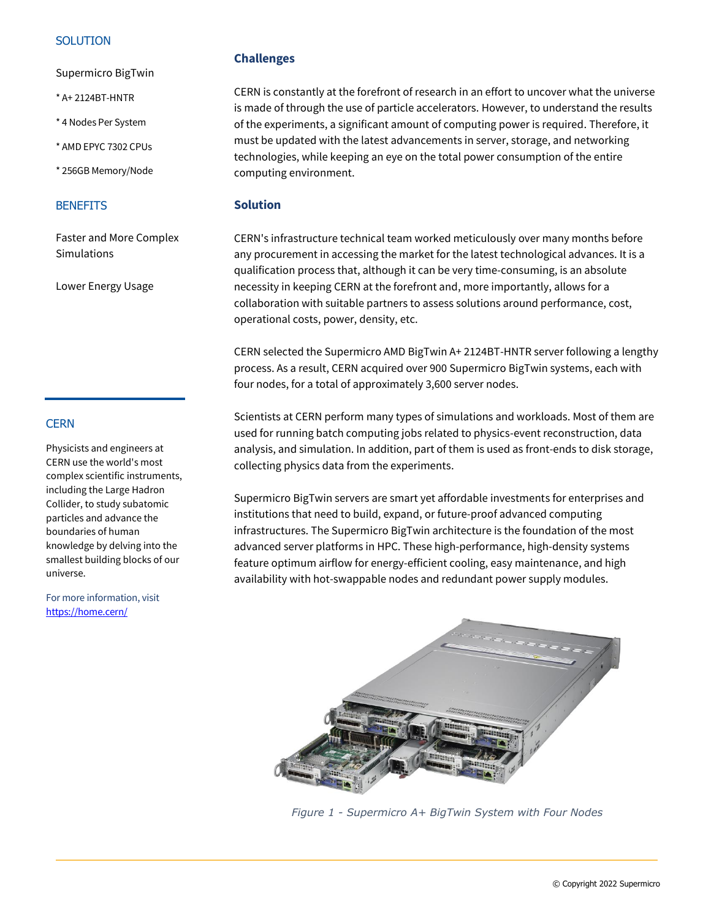## SOLUTION

Supermicro BigTwin

* A+ 2124BT-HNTR

* 4 Nodes Per System

* AMD EPYC 7302 CPUs

* 256GB Memory/Node

## BENEFITS

Faster and More Complex Simulations

Lower Energy Usage

## CERN

Physicists and engineers at CERN use the world's most complex scientific instruments, including the Large Hadron Collider, to study subatomic particles and advance the boundaries of human knowledge by delving into the smallest building blocks of our universe.

For more information, visit [https://home.cern/](https://home.cern/)

## Challenges

CERN is constantly at the forefront of research in an effort to uncover what the universe is made of through the use of particle accelerators. However, to understand the results of the experiments, a significant amount of computing power is required. Therefore, it must be updated with the latest advancements in server, storage, and networking technologies, while keeping an eye on the total power consumption of the entire computing environment.

## Solution

CERN's infrastructure technical team worked meticulously over many months before any procurement in accessing the market for the latest technological advances. It is a qualification process that, although it can be very time-consuming, is an absolute necessity in keeping CERN at the forefront and, more importantly, allows for a collaboration with suitable partners to assess solutions around performance, cost, operational costs, power, density, etc.

CERN selected the Supermicro AMD BigTwin A+ 2124BT-HNTR server following a lengthy process. As a result, CERN acquired over 900 Supermicro BigTwin systems, each with four nodes, for a total of approximately 3,600 server nodes.

Scientists at CERN perform many types of simulations and workloads. Most of them are used for running batch computing jobs related to physics-event reconstruction, data analysis, and simulation. In addition, part of them is used as front-ends to disk storage, collecting physics data from the experiments.

Supermicro BigTwin servers are smart yet affordable investments for enterprises and institutions that need to build, expand, or future-proof advanced computing infrastructures. The Supermicro BigTwin architecture is the foundation of the most advanced server platforms in HPC. These high-performance, high-density systems feature optimum airflow for energy-efficient cooling, easy maintenance, and high availability with hot-swappable nodes and redundant power supply modules.

*Figure 1 - Supermicro A+ BigTwin System with Four Nodes*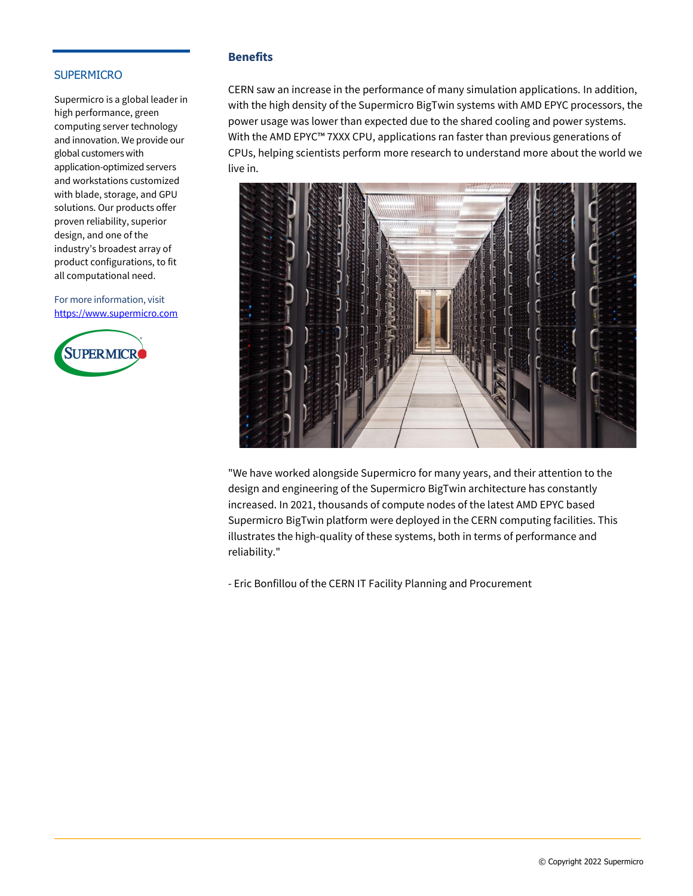## SUPERMICRO

Supermicro is a global leader in high performance, green computing server technology and innovation. We provide our global customers with application-optimized servers and workstations customized with blade, storage, and GPU solutions. Our products offer proven reliability, superior design, and one of the industry's broadest array of product configurations, to fit all computational need.

For more information, visit https://www.supermicro.com

## Benefits

CERN saw an increase in the performance of many simulation applications. In addition, with the high density of the Supermicro BigTwin systems with AMD EPYC processors, the power usage was lower than expected due to the shared cooling and power systems. With the AMD EPYC™ 7XXX CPU, applications ran faster than previous generations of CPUs, helping scientists perform more research to understand more about the world we live in.

"We have worked alongside Supermicro for many years, and their attention to the design and engineering of the Supermicro BigTwin architecture has constantly increased. In 2021, thousands of compute nodes of the latest AMD EPYC based Supermicro BigTwin platform were deployed in the CERN computing facilities. This illustrates the high-quality of these systems, both in terms of performance and reliability."

- Eric Bonfillou of the CERN IT Facility Planning and Procurement

© Copyright 2022 Supermicro